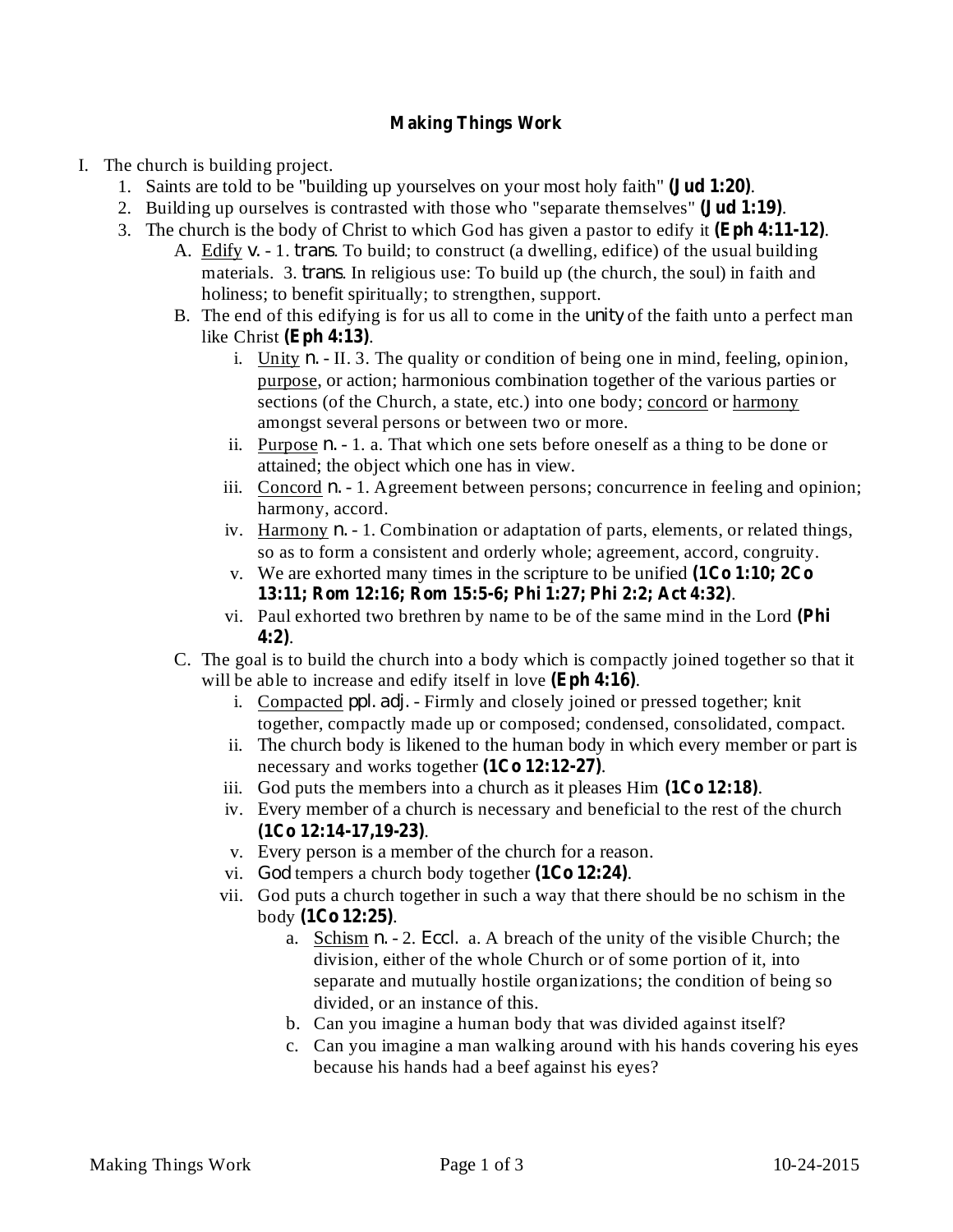# Making Things Work

I. The church is building project.
   1. Saints are told to be "building up yourselves on your most holy faith" **(Jud 1:20)**.
   2. Building up ourselves is contrasted with those who "separate themselves" **(Jud 1:19)**.
   3. The church is the body of Christ to which God has given a pastor to edify it **(Eph 4:11-12)**.
      A. Edify *v.* - 1. *trans*. To build; to construct (a dwelling, edifice) of the usual building materials. 3. *trans*. In religious use: To build up (the church, the soul) in faith and holiness; to benefit spiritually; to strengthen, support.
      B. The end of this edifying is for us all to come in the unity of the faith unto a perfect man like Christ **(Eph 4:13)**.
         i. Unity *n.* - II. 3. The quality or condition of being one in mind, feeling, opinion, purpose, or action; harmonious combination together of the various parties or sections (of the Church, a state, etc.) into one body; concord or harmony amongst several persons or between two or more.
         ii. Purpose *n.* - 1. a. That which one sets before oneself as a thing to be done or attained; the object which one has in view.
         iii. Concord *n.* - 1. Agreement between persons; concurrence in feeling and opinion; harmony, accord.
         iv. Harmony *n.* - 1. Combination or adaptation of parts, elements, or related things, so as to form a consistent and orderly whole; agreement, accord, congruity.
         v. We are exhorted many times in the scripture to be unified **(1Co 1:10; 2Co 13:11; Rom 12:16; Rom 15:5-6; Phi 1:27; Phi 2:2; Act 4:32)**.
         vi. Paul exhorted two brethren by name to be of the same mind in the Lord **(Phi 4:2)**.
      C. The goal is to build the church into a body which is compactly joined together so that it will be able to increase and edify itself in love **(Eph 4:16)**.
         i. Compacted *ppl. adj.* - Firmly and closely joined or pressed together; knit together, compactly made up or composed; condensed, consolidated, compact.
         ii. The church body is likened to the human body in which every member or part is necessary and works together **(1Co 12:12-27)**.
         iii. God puts the members into a church as it pleases Him **(1Co 12:18)**.
         iv. Every member of a church is necessary and beneficial to the rest of the church **(1Co 12:14-17,19-23)**.
         v. Every person is a member of the church for a reason.
         vi. God tempers a church body together **(1Co 12:24)**.
         vii. God puts a church together in such a way that there should be no schism in the body **(1Co 12:25)**.
            a. Schism *n.* - 2. *Eccl.* a. A breach of the unity of the visible Church; the division, either of the whole Church or of some portion of it, into separate and mutually hostile organizations; the condition of being so divided, or an instance of this.
            b. Can you imagine a human body that was divided against itself?
            c. Can you imagine a man walking around with his hands covering his eyes because his hands had a beef against his eyes?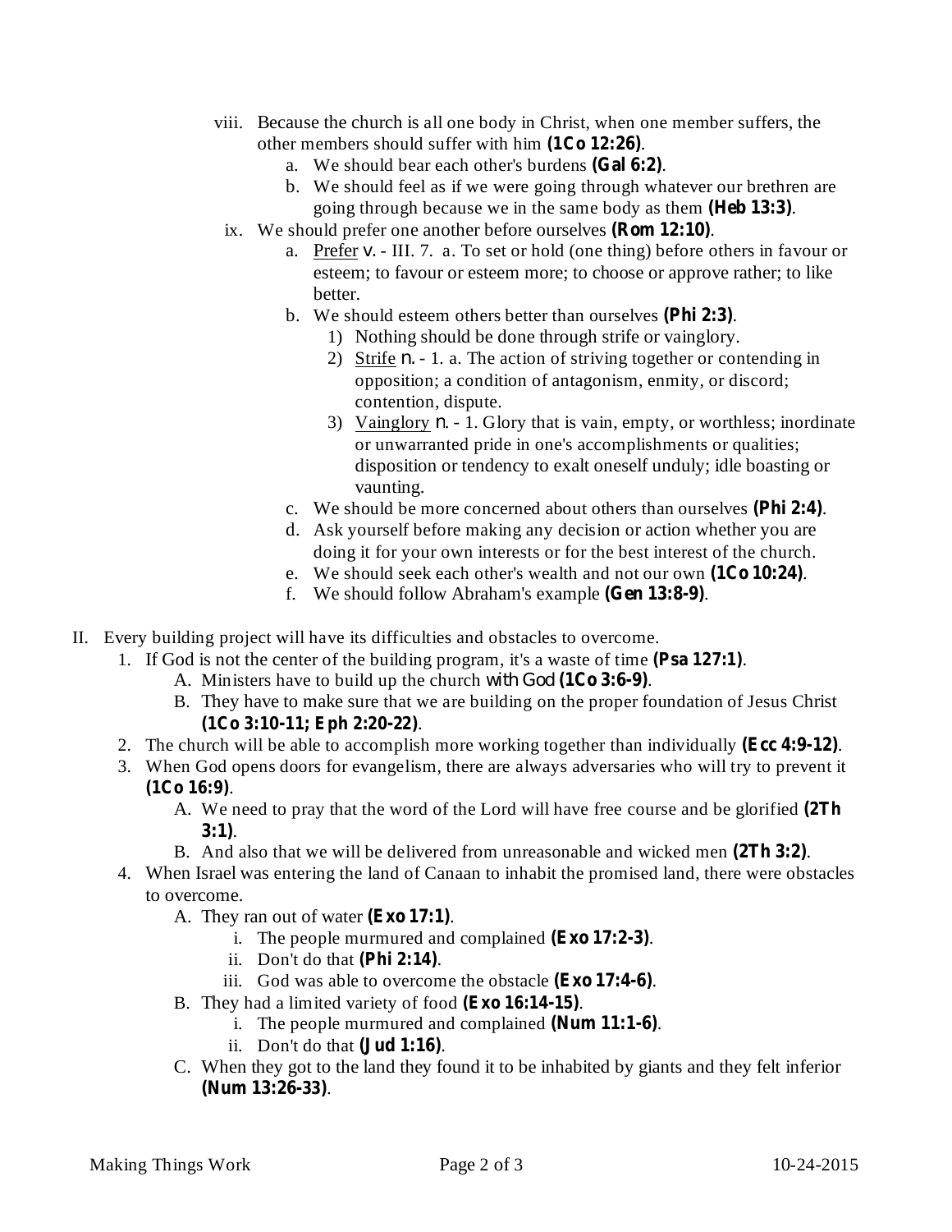- viii. Because the church is all one body in Christ, when one member suffers, the other members should suffer with him **(1Co 12:26)**.
  - a. We should bear each other's burdens **(Gal 6:2)**.
  - b. We should feel as if we were going through whatever our brethren are going through because we in the same body as them **(Heb 13:3)**.
- ix. We should prefer one another before ourselves **(Rom 12:10)**.
  - a. Prefer v. - III. 7. a. To set or hold (one thing) before others in favour or esteem; to favour or esteem more; to choose or approve rather; to like better.
  - b. We should esteem others better than ourselves **(Phi 2:3)**.
    1) Nothing should be done through strife or vainglory.
    2) Strife n. - 1. a. The action of striving together or contending in opposition; a condition of antagonism, enmity, or discord; contention, dispute.
    3) Vainglory n. - 1. Glory that is vain, empty, or worthless; inordinate or unwarranted pride in one's accomplishments or qualities; disposition or tendency to exalt oneself unduly; idle boasting or vaunting.
  - c. We should be more concerned about others than ourselves **(Phi 2:4)**.
  - d. Ask yourself before making any decision or action whether you are doing it for your own interests or for the best interest of the church.
  - e. We should seek each other's wealth and not our own **(1Co 10:24)**.
  - f. We should follow Abraham's example **(Gen 13:8-9)**.

II. Every building project will have its difficulties and obstacles to overcome.

1. If God is not the center of the building program, it's a waste of time **(Psa 127:1)**.
   - A. Ministers have to build up the church with God **(1Co 3:6-9)**.
   - B. They have to make sure that we are building on the proper foundation of Jesus Christ **(1Co 3:10-11; Eph 2:20-22)**.
2. The church will be able to accomplish more working together than individually **(Ecc 4:9-12)**.
3. When God opens doors for evangelism, there are always adversaries who will try to prevent it **(1Co 16:9)**.
   - A. We need to pray that the word of the Lord will have free course and be glorified **(2Th 3:1)**.
   - B. And also that we will be delivered from unreasonable and wicked men **(2Th 3:2)**.
4. When Israel was entering the land of Canaan to inhabit the promised land, there were obstacles to overcome.
   - A. They ran out of water **(Exo 17:1)**.
     - i. The people murmured and complained **(Exo 17:2-3)**.
     - ii. Don't do that **(Phi 2:14)**.
     - iii. God was able to overcome the obstacle **(Exo 17:4-6)**.
   - B. They had a limited variety of food **(Exo 16:14-15)**.
     - i. The people murmured and complained **(Num 11:1-6)**.
     - ii. Don't do that **(Jud 1:16)**.
   - C. When they got to the land they found it to be inhabited by giants and they felt inferior **(Num 13:26-33)**.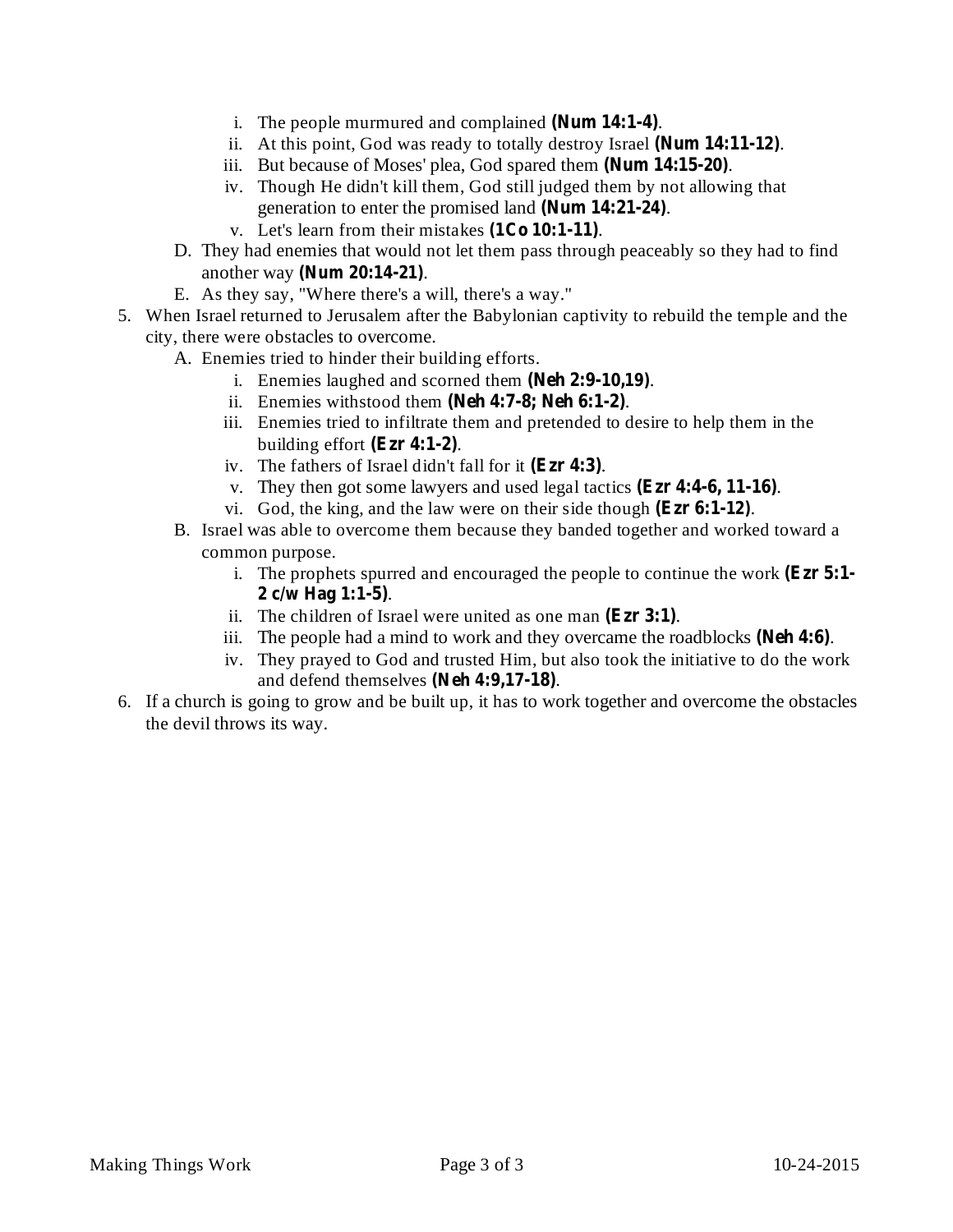i. The people murmured and complained **(Num 14:1-4)**.
      ii. At this point, God was ready to totally destroy Israel **(Num 14:11-12)**.
      iii. But because of Moses' plea, God spared them **(Num 14:15-20)**.
      iv. Though He didn't kill them, God still judged them by not allowing that generation to enter the promised land **(Num 14:21-24)**.
      v. Let's learn from their mistakes **(1Co 10:1-11)**.
   D. They had enemies that would not let them pass through peaceably so they had to find another way **(Num 20:14-21)**.
   E. As they say, "Where there's a will, there's a way."
5. When Israel returned to Jerusalem after the Babylonian captivity to rebuild the temple and the city, there were obstacles to overcome.
   A. Enemies tried to hinder their building efforts.
      i. Enemies laughed and scorned them **(Neh 2:9-10,19)**.
      ii. Enemies withstood them **(Neh 4:7-8; Neh 6:1-2)**.
      iii. Enemies tried to infiltrate them and pretended to desire to help them in the building effort **(Ezr 4:1-2)**.
      iv. The fathers of Israel didn't fall for it **(Ezr 4:3)**.
      v. They then got some lawyers and used legal tactics **(Ezr 4:4-6, 11-16)**.
      vi. God, the king, and the law were on their side though **(Ezr 6:1-12)**.
   B. Israel was able to overcome them because they banded together and worked toward a common purpose.
      i. The prophets spurred and encouraged the people to continue the work **(Ezr 5:1-2 c/w Hag 1:1-5)**.
      ii. The children of Israel were united as one man **(Ezr 3:1)**.
      iii. The people had a mind to work and they overcame the roadblocks **(Neh 4:6)**.
      iv. They prayed to God and trusted Him, but also took the initiative to do the work and defend themselves **(Neh 4:9,17-18)**.
6. If a church is going to grow and be built up, it has to work together and overcome the obstacles the devil throws its way.